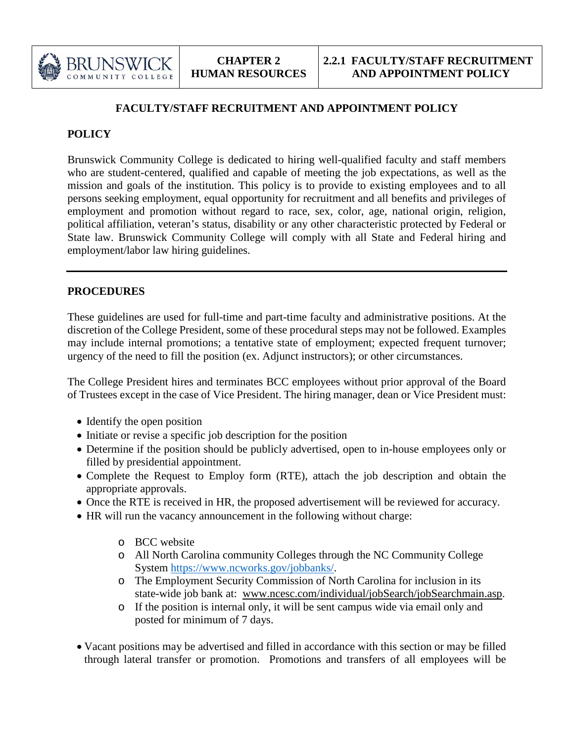# FACULTY/STAFF RECRUITMENT AND APPOINTMENT POLICY

## POLICY

Brunswick Community College is dedicated to hiring well-qualified faculty and staff members who are student-centered, qualified and capable of meeting the job expectations, as well as the mission and goals of the institution. This policy is to provide to existing employees and to all persons seeking employment, equal opportunity for recruitment and all benefits and privileges of employment and promotion without regard to race, sex, color, age, national origin, religion, political affiliation, veteran's status, disability or any other characteristic protected by Federal or State law. Brunswick Community College will comply with all State and Federal hiring and employment/labor law hiring guidelines.

---

## PROCEDURES

These guidelines are used for full-time and part-time faculty and administrative positions. At the discretion of the College President, some of these procedural steps may not be followed. Examples may include internal promotions; a tentative state of employment; expected frequent turnover; urgency of the need to fill the position (ex. Adjunct instructors); or other circumstances.

The College President hires and terminates BCC employees without prior approval of the Board of Trustees except in the case of Vice President. The hiring manager, dean or Vice President must:

- Identify the open position
- Initiate or revise a specific job description for the position
- Determine if the position should be publicly advertised, open to in-house employees only or filled by presidential appointment.
- Complete the Request to Employ form (RTE), attach the job description and obtain the appropriate approvals.
- Once the RTE is received in HR, the proposed advertisement will be reviewed for accuracy.
- HR will run the vacancy announcement in the following without charge:
  - BCC website
  - All North Carolina community Colleges through the NC Community College System https://www.ncworks.gov/jobbanks/.
  - The Employment Security Commission of North Carolina for inclusion in its state-wide job bank at: www.ncesc.com/individual/jobSearch/jobSearchmain.asp.
  - If the position is internal only, it will be sent campus wide via email only and posted for minimum of 7 days.
- Vacant positions may be advertised and filled in accordance with this section or may be filled through lateral transfer or promotion. Promotions and transfers of all employees will be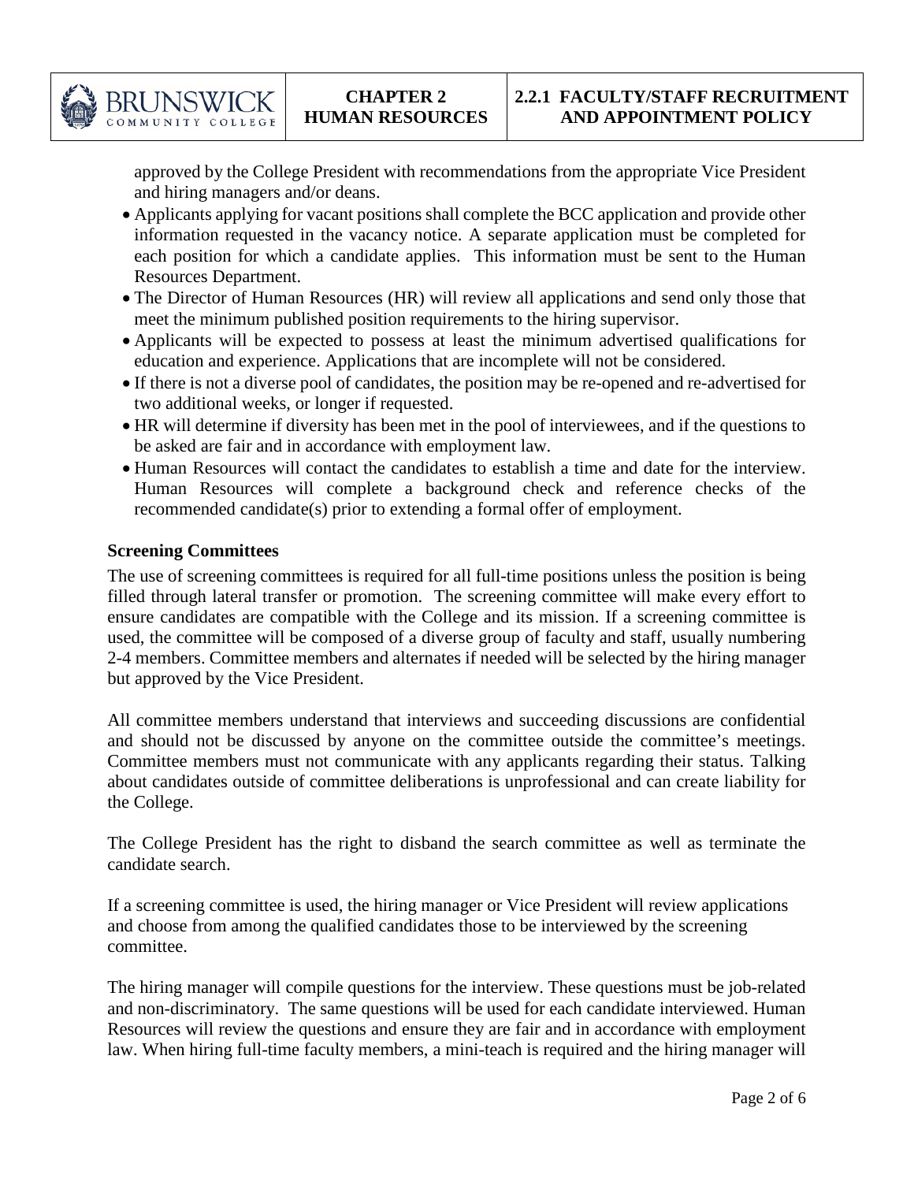approved by the College President with recommendations from the appropriate Vice President and hiring managers and/or deans.

- Applicants applying for vacant positions shall complete the BCC application and provide other information requested in the vacancy notice. A separate application must be completed for each position for which a candidate applies. This information must be sent to the Human Resources Department.
- The Director of Human Resources (HR) will review all applications and send only those that meet the minimum published position requirements to the hiring supervisor.
- Applicants will be expected to possess at least the minimum advertised qualifications for education and experience. Applications that are incomplete will not be considered.
- If there is not a diverse pool of candidates, the position may be re-opened and re-advertised for two additional weeks, or longer if requested.
- HR will determine if diversity has been met in the pool of interviewees, and if the questions to be asked are fair and in accordance with employment law.
- Human Resources will contact the candidates to establish a time and date for the interview. Human Resources will complete a background check and reference checks of the recommended candidate(s) prior to extending a formal offer of employment.

**Screening Committees**

The use of screening committees is required for all full-time positions unless the position is being filled through lateral transfer or promotion. The screening committee will make every effort to ensure candidates are compatible with the College and its mission. If a screening committee is used, the committee will be composed of a diverse group of faculty and staff, usually numbering 2-4 members. Committee members and alternates if needed will be selected by the hiring manager but approved by the Vice President.

All committee members understand that interviews and succeeding discussions are confidential and should not be discussed by anyone on the committee outside the committee's meetings. Committee members must not communicate with any applicants regarding their status. Talking about candidates outside of committee deliberations is unprofessional and can create liability for the College.

The College President has the right to disband the search committee as well as terminate the candidate search.

If a screening committee is used, the hiring manager or Vice President will review applications and choose from among the qualified candidates those to be interviewed by the screening committee.

The hiring manager will compile questions for the interview. These questions must be job-related and non-discriminatory. The same questions will be used for each candidate interviewed. Human Resources will review the questions and ensure they are fair and in accordance with employment law. When hiring full-time faculty members, a mini-teach is required and the hiring manager will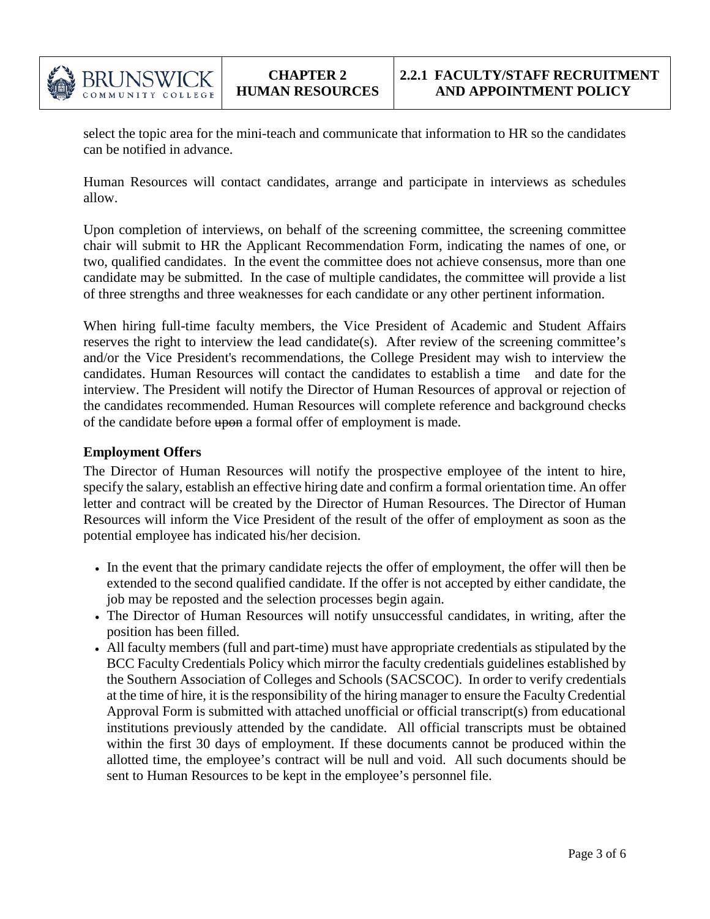select the topic area for the mini-teach and communicate that information to HR so the candidates can be notified in advance.

Human Resources will contact candidates, arrange and participate in interviews as schedules allow.

Upon completion of interviews, on behalf of the screening committee, the screening committee chair will submit to HR the Applicant Recommendation Form, indicating the names of one, or two, qualified candidates. In the event the committee does not achieve consensus, more than one candidate may be submitted. In the case of multiple candidates, the committee will provide a list of three strengths and three weaknesses for each candidate or any other pertinent information.

When hiring full-time faculty members, the Vice President of Academic and Student Affairs reserves the right to interview the lead candidate(s). After review of the screening committee's and/or the Vice President's recommendations, the College President may wish to interview the candidates. Human Resources will contact the candidates to establish a time and date for the interview. The President will notify the Director of Human Resources of approval or rejection of the candidates recommended. Human Resources will complete reference and background checks of the candidate before ~~upon~~ a formal offer of employment is made.

### Employment Offers

The Director of Human Resources will notify the prospective employee of the intent to hire, specify the salary, establish an effective hiring date and confirm a formal orientation time. An offer letter and contract will be created by the Director of Human Resources. The Director of Human Resources will inform the Vice President of the result of the offer of employment as soon as the potential employee has indicated his/her decision.

- In the event that the primary candidate rejects the offer of employment, the offer will then be extended to the second qualified candidate. If the offer is not accepted by either candidate, the job may be reposted and the selection processes begin again.
- The Director of Human Resources will notify unsuccessful candidates, in writing, after the position has been filled.
- All faculty members (full and part-time) must have appropriate credentials as stipulated by the BCC Faculty Credentials Policy which mirror the faculty credentials guidelines established by the Southern Association of Colleges and Schools (SACSCOC). In order to verify credentials at the time of hire, it is the responsibility of the hiring manager to ensure the Faculty Credential Approval Form is submitted with attached unofficial or official transcript(s) from educational institutions previously attended by the candidate. All official transcripts must be obtained within the first 30 days of employment. If these documents cannot be produced within the allotted time, the employee's contract will be null and void. All such documents should be sent to Human Resources to be kept in the employee's personnel file.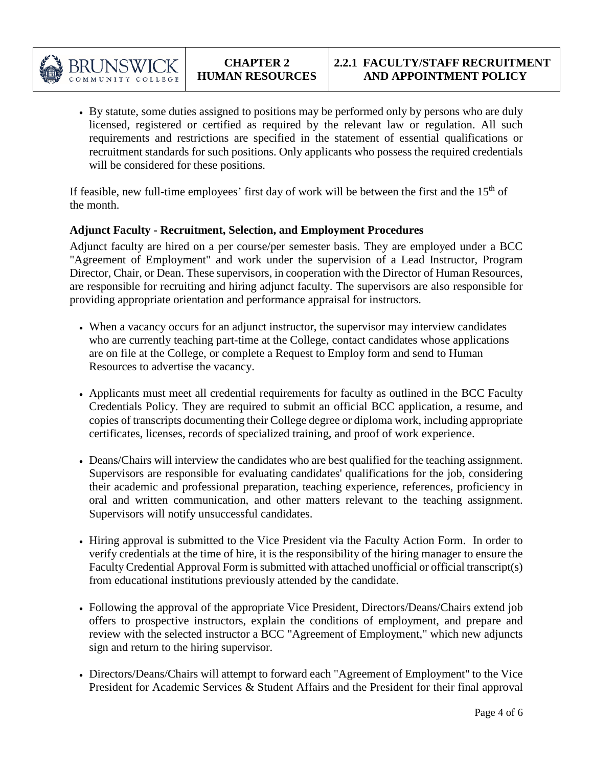- By statute, some duties assigned to positions may be performed only by persons who are duly licensed, registered or certified as required by the relevant law or regulation. All such requirements and restrictions are specified in the statement of essential qualifications or recruitment standards for such positions. Only applicants who possess the required credentials will be considered for these positions.

If feasible, new full-time employees' first day of work will be between the first and the 15th of the month.

### Adjunct Faculty - Recruitment, Selection, and Employment Procedures

Adjunct faculty are hired on a per course/per semester basis. They are employed under a BCC "Agreement of Employment" and work under the supervision of a Lead Instructor, Program Director, Chair, or Dean. These supervisors, in cooperation with the Director of Human Resources, are responsible for recruiting and hiring adjunct faculty. The supervisors are also responsible for providing appropriate orientation and performance appraisal for instructors.

- When a vacancy occurs for an adjunct instructor, the supervisor may interview candidates who are currently teaching part-time at the College, contact candidates whose applications are on file at the College, or complete a Request to Employ form and send to Human Resources to advertise the vacancy.

- Applicants must meet all credential requirements for faculty as outlined in the BCC Faculty Credentials Policy. They are required to submit an official BCC application, a resume, and copies of transcripts documenting their College degree or diploma work, including appropriate certificates, licenses, records of specialized training, and proof of work experience.

- Deans/Chairs will interview the candidates who are best qualified for the teaching assignment. Supervisors are responsible for evaluating candidates' qualifications for the job, considering their academic and professional preparation, teaching experience, references, proficiency in oral and written communication, and other matters relevant to the teaching assignment. Supervisors will notify unsuccessful candidates.

- Hiring approval is submitted to the Vice President via the Faculty Action Form. In order to verify credentials at the time of hire, it is the responsibility of the hiring manager to ensure the Faculty Credential Approval Form is submitted with attached unofficial or official transcript(s) from educational institutions previously attended by the candidate.

- Following the approval of the appropriate Vice President, Directors/Deans/Chairs extend job offers to prospective instructors, explain the conditions of employment, and prepare and review with the selected instructor a BCC "Agreement of Employment," which new adjuncts sign and return to the hiring supervisor.

- Directors/Deans/Chairs will attempt to forward each "Agreement of Employment" to the Vice President for Academic Services & Student Affairs and the President for their final approval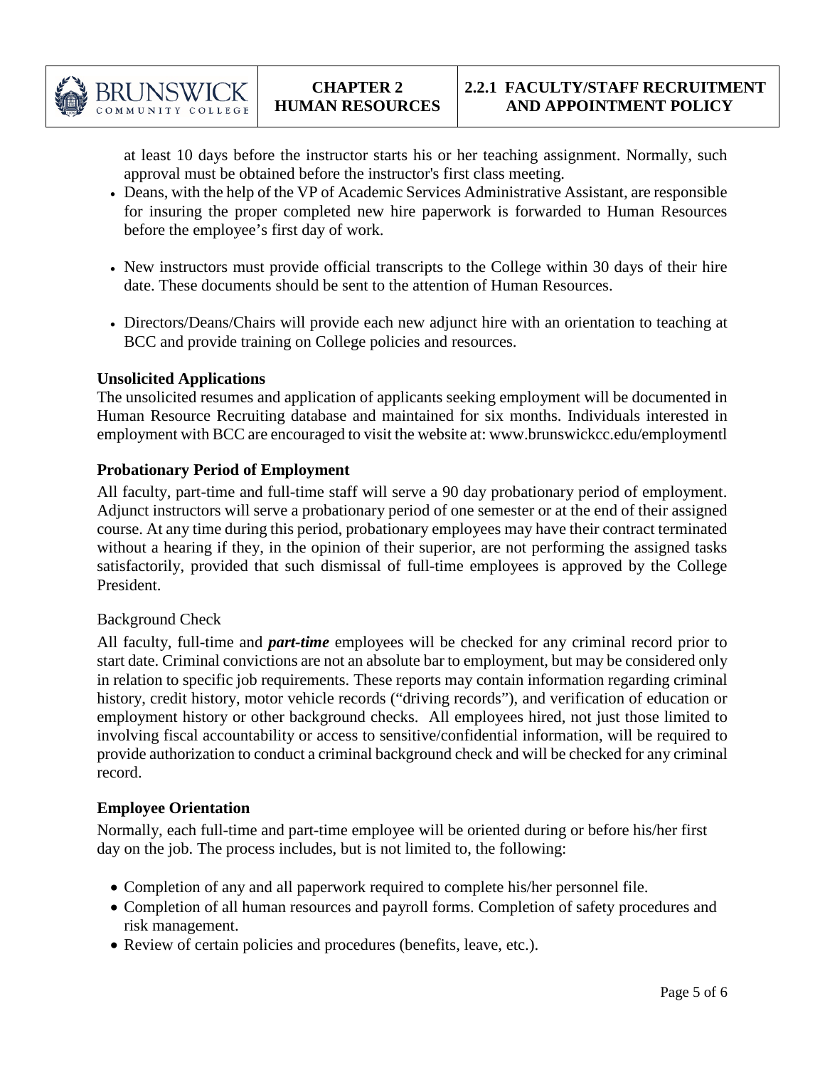at least 10 days before the instructor starts his or her teaching assignment. Normally, such approval must be obtained before the instructor's first class meeting.

- Deans, with the help of the VP of Academic Services Administrative Assistant, are responsible for insuring the proper completed new hire paperwork is forwarded to Human Resources before the employee's first day of work.
- New instructors must provide official transcripts to the College within 30 days of their hire date. These documents should be sent to the attention of Human Resources.
- Directors/Deans/Chairs will provide each new adjunct hire with an orientation to teaching at BCC and provide training on College policies and resources.

**Unsolicited Applications**

The unsolicited resumes and application of applicants seeking employment will be documented in Human Resource Recruiting database and maintained for six months. Individuals interested in employment with BCC are encouraged to visit the website at: www.brunswickcc.edu/employmentl

**Probationary Period of Employment**

All faculty, part-time and full-time staff will serve a 90 day probationary period of employment. Adjunct instructors will serve a probationary period of one semester or at the end of their assigned course. At any time during this period, probationary employees may have their contract terminated without a hearing if they, in the opinion of their superior, are not performing the assigned tasks satisfactorily, provided that such dismissal of full-time employees is approved by the College President.

Background Check

All faculty, full-time and ***part-time*** employees will be checked for any criminal record prior to start date. Criminal convictions are not an absolute bar to employment, but may be considered only in relation to specific job requirements. These reports may contain information regarding criminal history, credit history, motor vehicle records ("driving records"), and verification of education or employment history or other background checks. All employees hired, not just those limited to involving fiscal accountability or access to sensitive/confidential information, will be required to provide authorization to conduct a criminal background check and will be checked for any criminal record.

**Employee Orientation**

Normally, each full-time and part-time employee will be oriented during or before his/her first day on the job. The process includes, but is not limited to, the following:

- Completion of any and all paperwork required to complete his/her personnel file.
- Completion of all human resources and payroll forms. Completion of safety procedures and risk management.
- Review of certain policies and procedures (benefits, leave, etc.).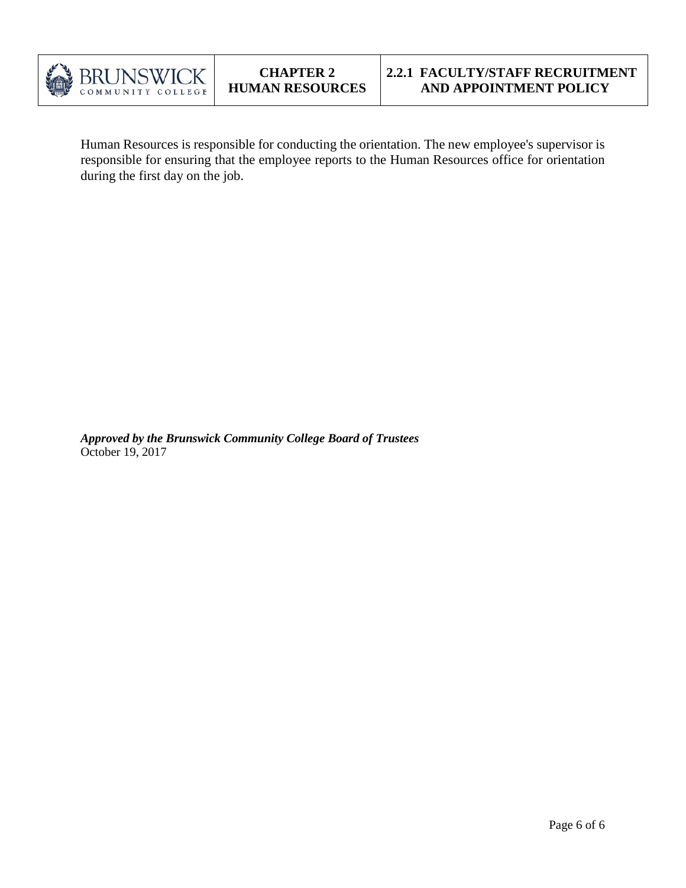Human Resources is responsible for conducting the orientation. The new employee's supervisor is responsible for ensuring that the employee reports to the Human Resources office for orientation during the first day on the job.

***Approved by the Brunswick Community College Board of Trustees***
October 19, 2017